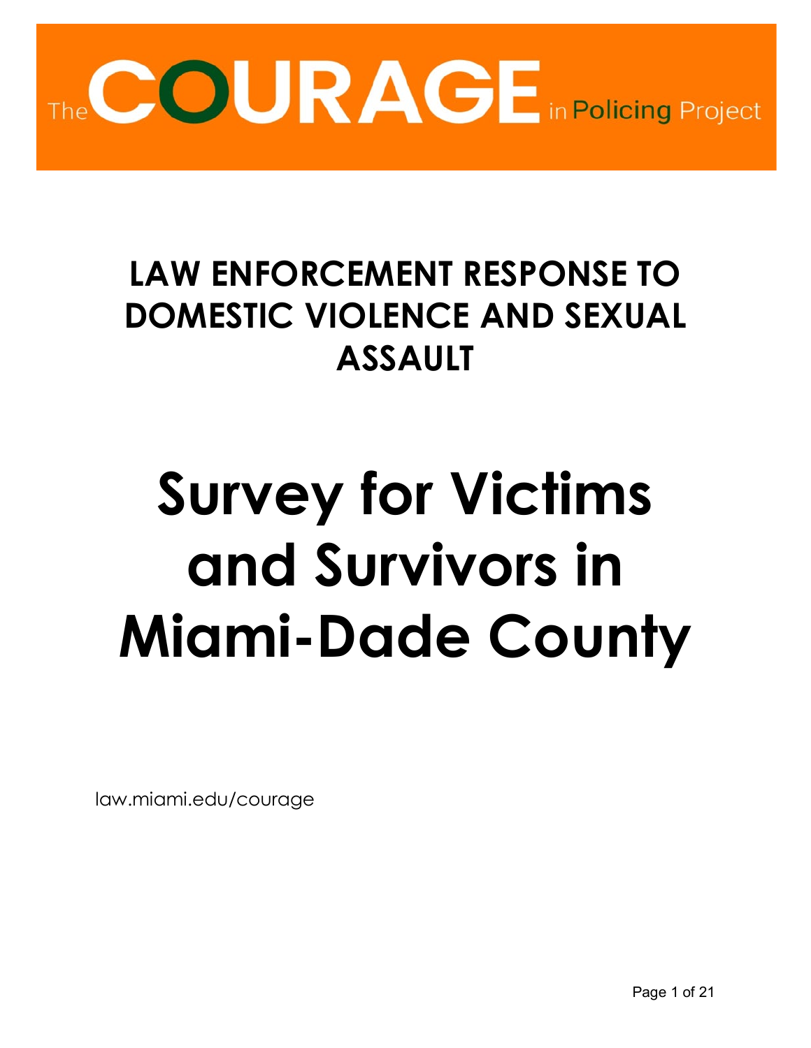The COURAGE in Policing Project

# LAW ENFORCEMENT RESPONSE TO DOMESTIC VIOLENCE AND SEXUAL ASSAULT

# Survey for Victims and Survivors in Miami-Dade County

law.miami.edu/courage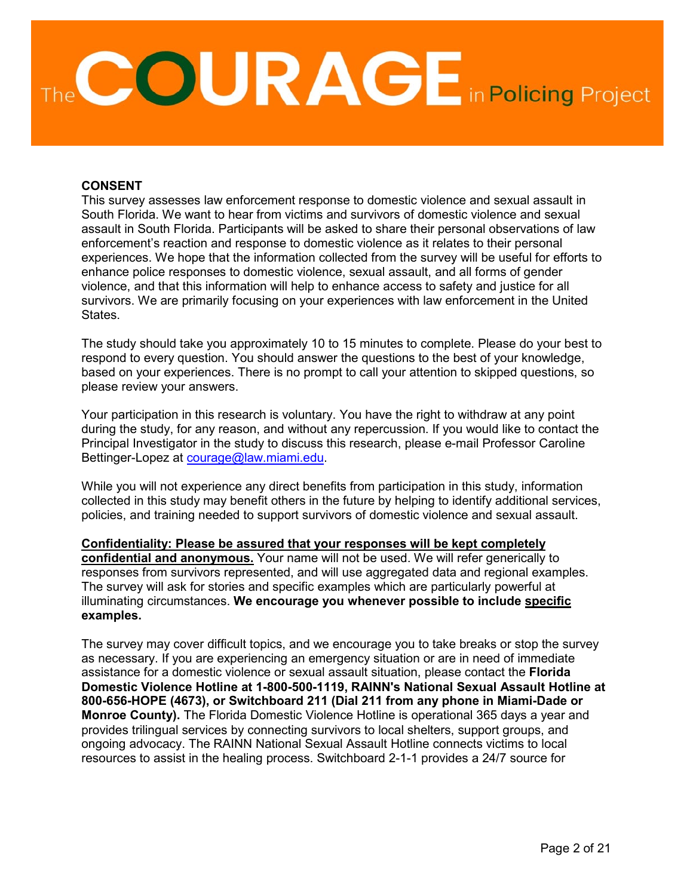# The COURAGE in Policing Project

**CONSENT**

This survey assesses law enforcement response to domestic violence and sexual assault in South Florida. We want to hear from victims and survivors of domestic violence and sexual assault in South Florida. Participants will be asked to share their personal observations of law enforcement's reaction and response to domestic violence as it relates to their personal experiences. We hope that the information collected from the survey will be useful for efforts to enhance police responses to domestic violence, sexual assault, and all forms of gender violence, and that this information will help to enhance access to safety and justice for all survivors. We are primarily focusing on your experiences with law enforcement in the United States.

The study should take you approximately 10 to 15 minutes to complete. Please do your best to respond to every question. You should answer the questions to the best of your knowledge, based on your experiences. There is no prompt to call your attention to skipped questions, so please review your answers.

Your participation in this research is voluntary. You have the right to withdraw at any point during the study, for any reason, and without any repercussion. If you would like to contact the Principal Investigator in the study to discuss this research, please e-mail Professor Caroline Bettinger-Lopez at courage@law.miami.edu.

While you will not experience any direct benefits from participation in this study, information collected in this study may benefit others in the future by helping to identify additional services, policies, and training needed to support survivors of domestic violence and sexual assault.

**Confidentiality: Please be assured that your responses will be kept completely confidential and anonymous.** Your name will not be used. We will refer generically to responses from survivors represented, and will use aggregated data and regional examples. The survey will ask for stories and specific examples which are particularly powerful at illuminating circumstances. **We encourage you whenever possible to include specific examples.**

The survey may cover difficult topics, and we encourage you to take breaks or stop the survey as necessary. If you are experiencing an emergency situation or are in need of immediate assistance for a domestic violence or sexual assault situation, please contact the **Florida Domestic Violence Hotline at 1-800-500-1119, RAINN's National Sexual Assault Hotline at 800-656-HOPE (4673), or Switchboard 211 (Dial 211 from any phone in Miami-Dade or Monroe County).** The Florida Domestic Violence Hotline is operational 365 days a year and provides trilingual services by connecting survivors to local shelters, support groups, and ongoing advocacy. The RAINN National Sexual Assault Hotline connects victims to local resources to assist in the healing process. Switchboard 2-1-1 provides a 24/7 source for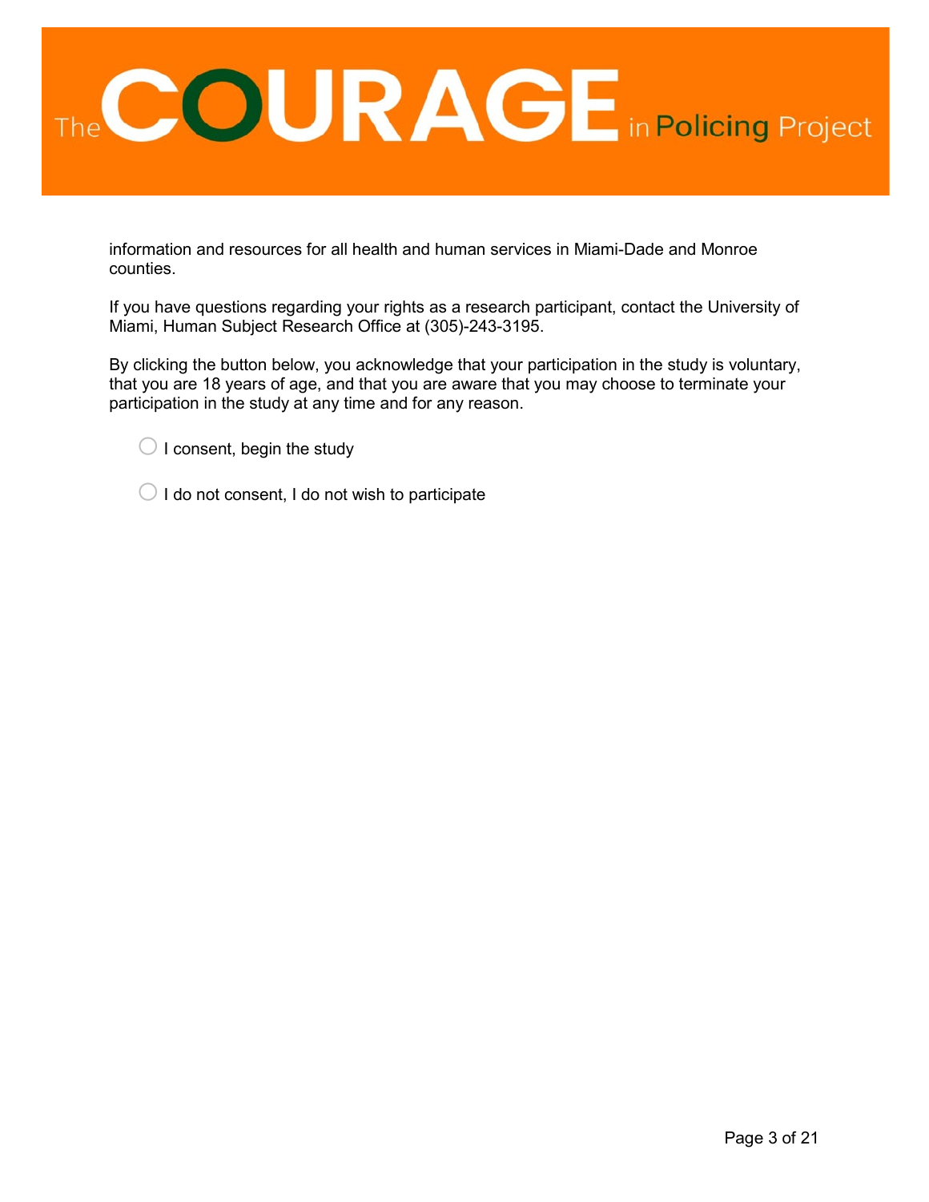information and resources for all health and human services in Miami-Dade and Monroe counties.

If you have questions regarding your rights as a research participant, contact the University of Miami, Human Subject Research Office at (305)-243-3195.

By clicking the button below, you acknowledge that your participation in the study is voluntary, that you are 18 years of age, and that you are aware that you may choose to terminate your participation in the study at any time and for any reason.

- ◯ I consent, begin the study
- ◯ I do not consent, I do not wish to participate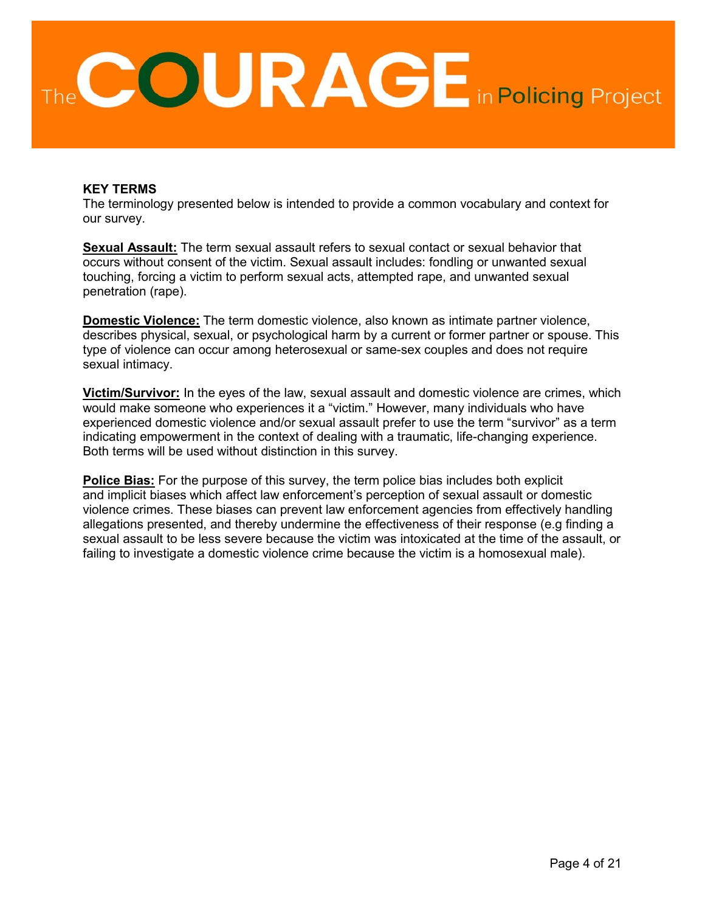# The COURAGE in Policing Project

## KEY TERMS

The terminology presented below is intended to provide a common vocabulary and context for our survey.

**Sexual Assault:** The term sexual assault refers to sexual contact or sexual behavior that occurs without consent of the victim. Sexual assault includes: fondling or unwanted sexual touching, forcing a victim to perform sexual acts, attempted rape, and unwanted sexual penetration (rape).

**Domestic Violence:** The term domestic violence, also known as intimate partner violence, describes physical, sexual, or psychological harm by a current or former partner or spouse. This type of violence can occur among heterosexual or same-sex couples and does not require sexual intimacy.

**Victim/Survivor:** In the eyes of the law, sexual assault and domestic violence are crimes, which would make someone who experiences it a "victim." However, many individuals who have experienced domestic violence and/or sexual assault prefer to use the term "survivor" as a term indicating empowerment in the context of dealing with a traumatic, life-changing experience. Both terms will be used without distinction in this survey.

**Police Bias:** For the purpose of this survey, the term police bias includes both explicit and implicit biases which affect law enforcement's perception of sexual assault or domestic violence crimes. These biases can prevent law enforcement agencies from effectively handling allegations presented, and thereby undermine the effectiveness of their response (e.g finding a sexual assault to be less severe because the victim was intoxicated at the time of the assault, or failing to investigate a domestic violence crime because the victim is a homosexual male).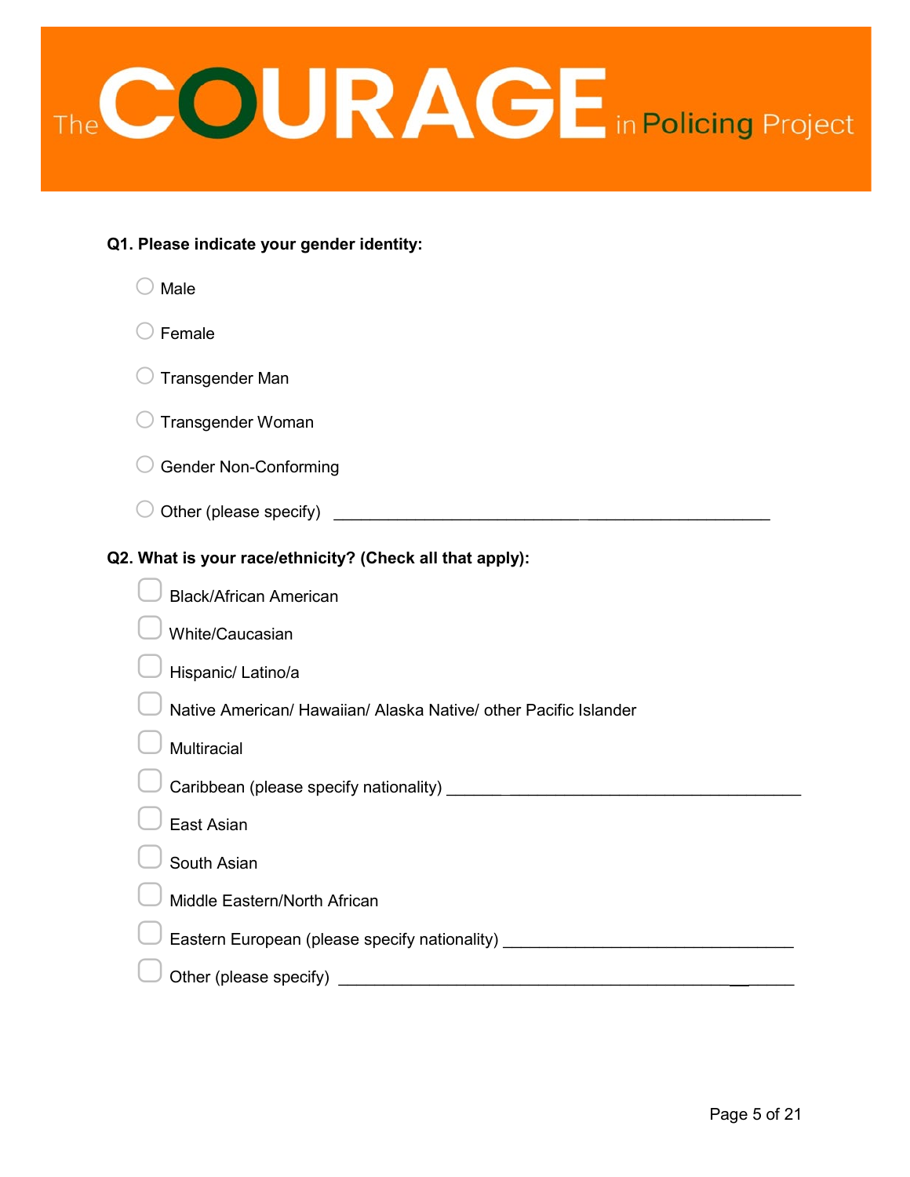The COURAGE in Policing Project

**Q1. Please indicate your gender identity:**

- ○ Male
- ○ Female
- ○ Transgender Man
- ○ Transgender Woman
- ○ Gender Non-Conforming
- ○ Other (please specify) ____________________________________________

**Q2. What is your race/ethnicity? (Check all that apply):**

- ☐ Black/African American
- ☐ White/Caucasian
- ☐ Hispanic/ Latino/a
- ☐ Native American/ Hawaiian/ Alaska Native/ other Pacific Islander
- ☐ Multiracial
- ☐ Caribbean (please specify nationality) ______________________________________
- ☐ East Asian
- ☐ South Asian
- ☐ Middle Eastern/North African
- ☐ Eastern European (please specify nationality) ______________________________
- ☐ Other (please specify) ____________________________________________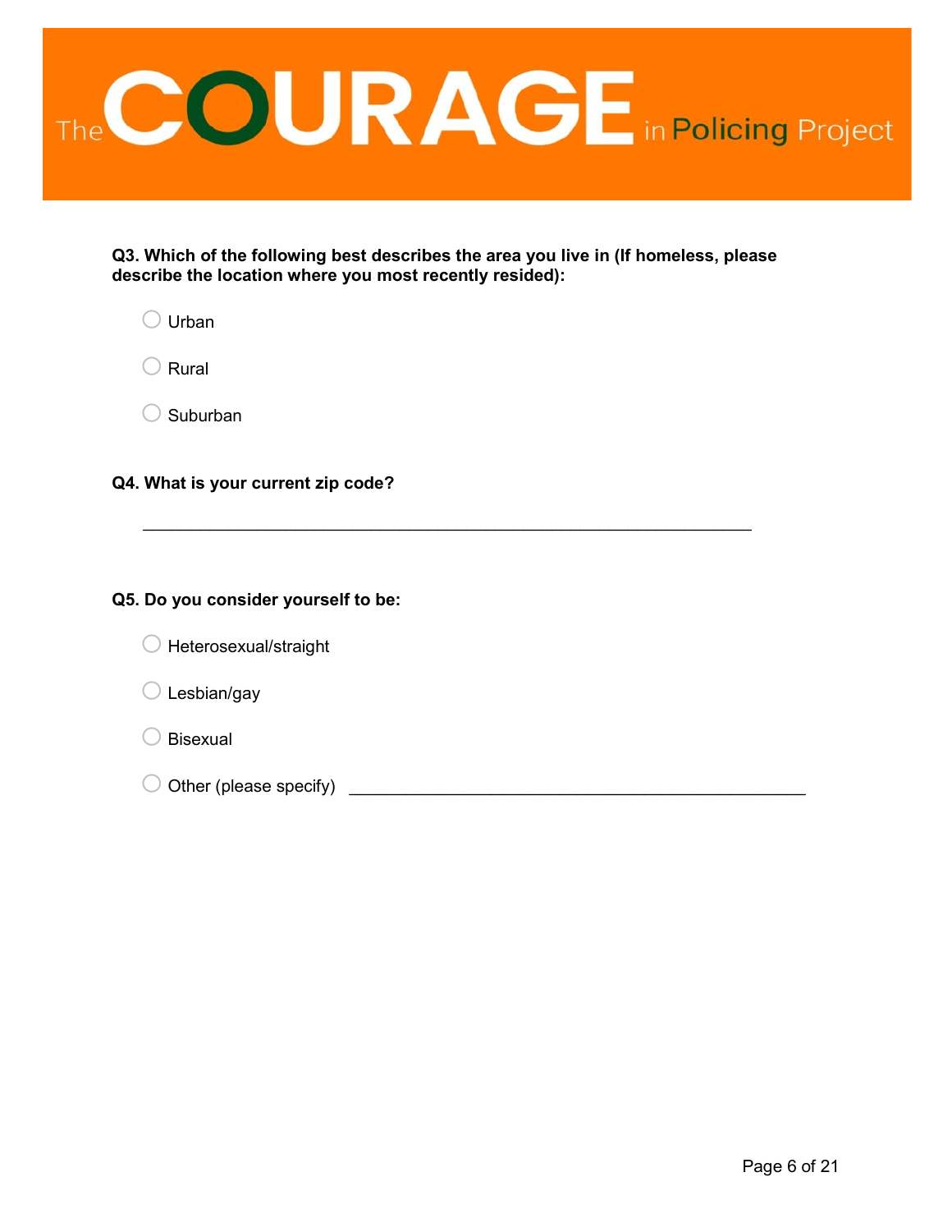**Q3. Which of the following best describes the area you live in (If homeless, please describe the location where you most recently resided):**

- ◯ Urban
- ◯ Rural
- ◯ Suburban

**Q4. What is your current zip code?**

____________________________________________________________

**Q5. Do you consider yourself to be:**

- ◯ Heterosexual/straight
- ◯ Lesbian/gay
- ◯ Bisexual
- ◯ Other (please specify) ________________________________________________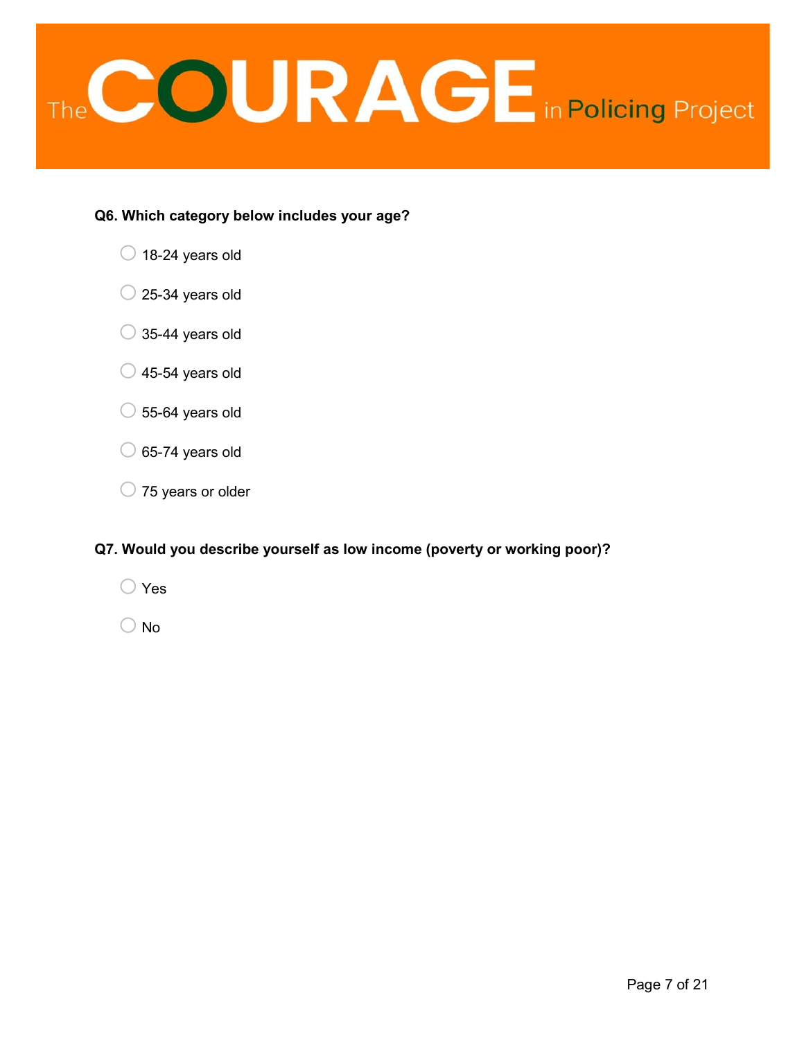The COURAGE in Policing Project

**Q6. Which category below includes your age?**

- 18-24 years old
- 25-34 years old
- 35-44 years old
- 45-54 years old
- 55-64 years old
- 65-74 years old
- 75 years or older

**Q7. Would you describe yourself as low income (poverty or working poor)?**

- Yes
- No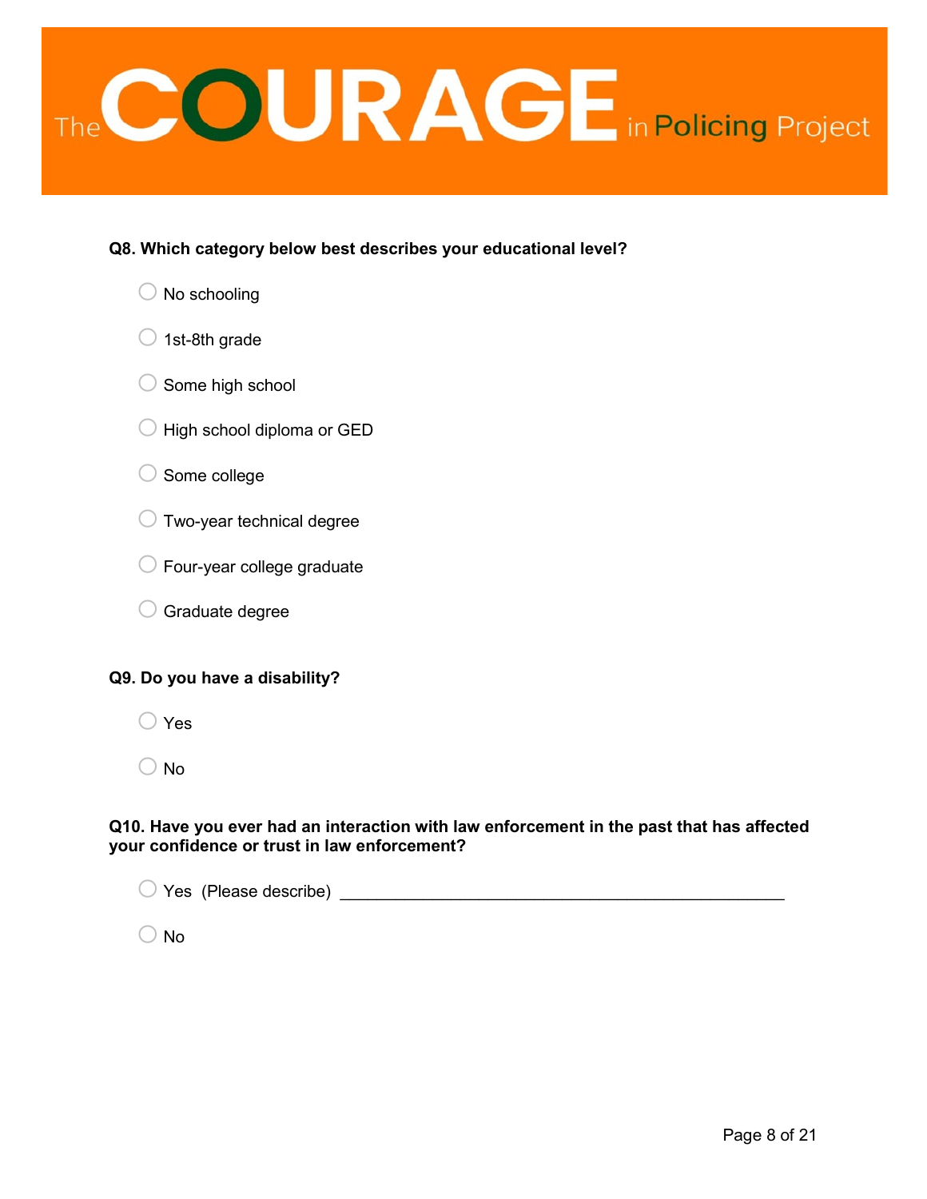**Q8. Which category below best describes your educational level?**

- ◯ No schooling
- ◯ 1st-8th grade
- ◯ Some high school
- ◯ High school diploma or GED
- ◯ Some college
- ◯ Two-year technical degree
- ◯ Four-year college graduate
- ◯ Graduate degree

**Q9. Do you have a disability?**

- ◯ Yes
- ◯ No

**Q10. Have you ever had an interaction with law enforcement in the past that has affected your confidence or trust in law enforcement?**

- ◯ Yes (Please describe) ______________________________________________
- ◯ No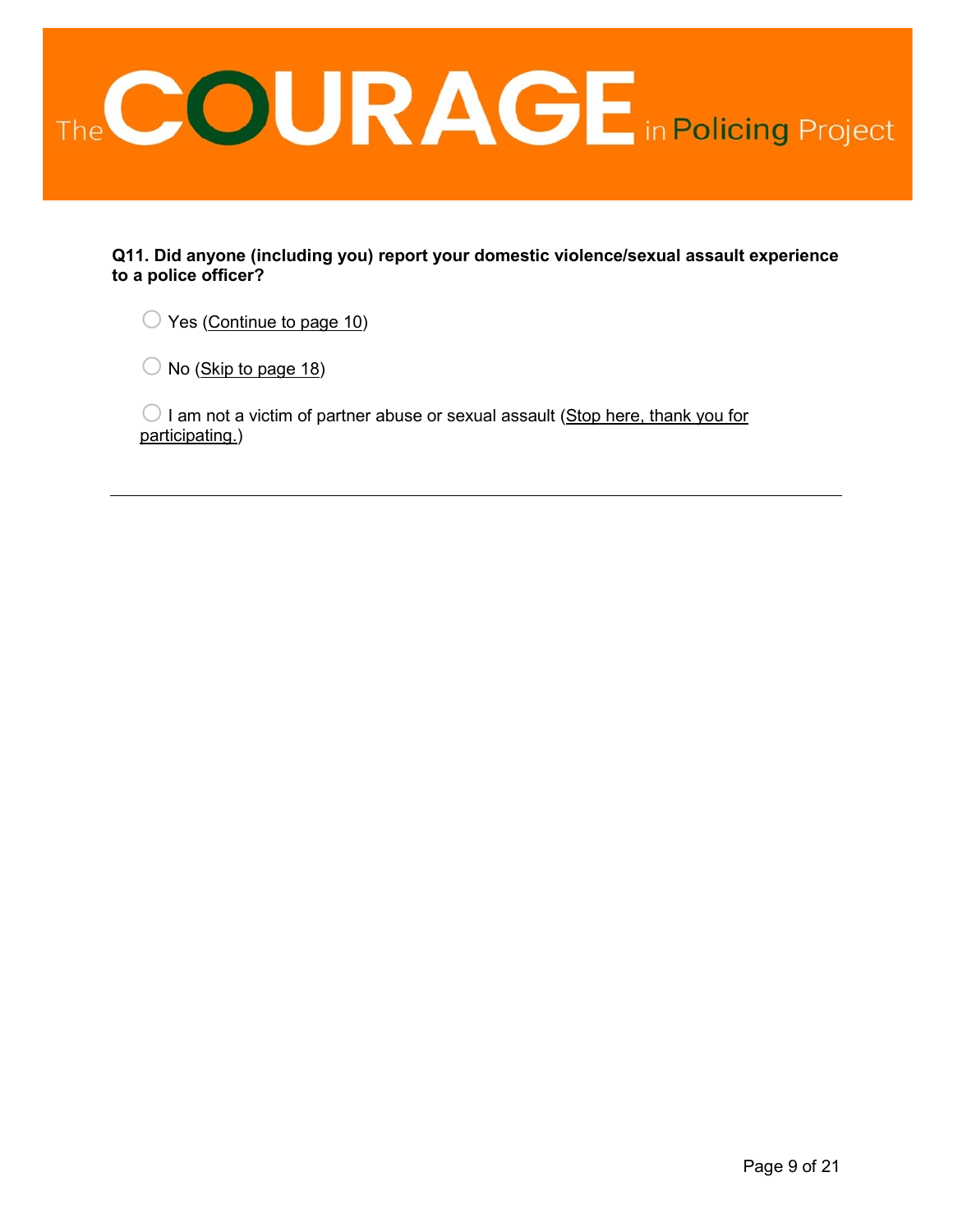The COURAGE in Policing Project

**Q11. Did anyone (including you) report your domestic violence/sexual assault experience to a police officer?**

- ◯ Yes (Continue to page 10)
- ◯ No (Skip to page 18)
- ◯ I am not a victim of partner abuse or sexual assault (Stop here, thank you for participating.)

---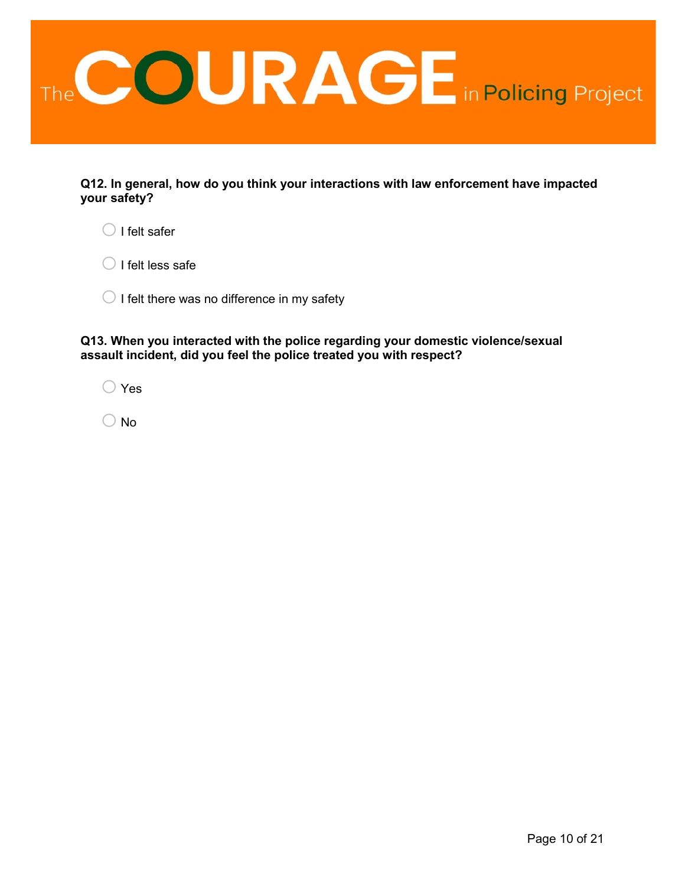**Q12. In general, how do you think your interactions with law enforcement have impacted your safety?**

- ◯ I felt safer
- ◯ I felt less safe
- ◯ I felt there was no difference in my safety

**Q13. When you interacted with the police regarding your domestic violence/sexual assault incident, did you feel the police treated you with respect?**

- ◯ Yes
- ◯ No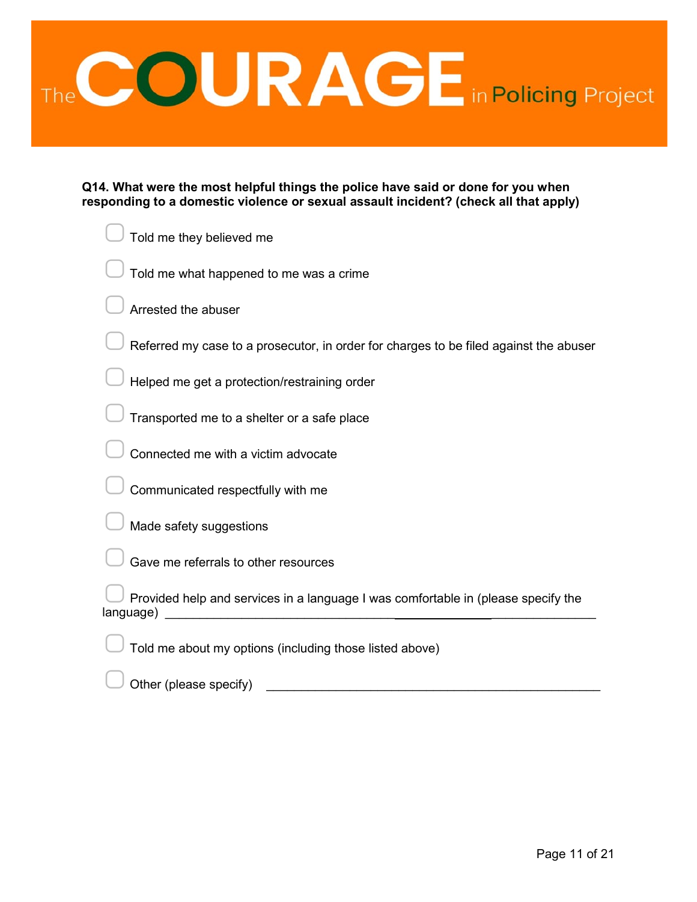# The COURAGE in Policing Project

**Q14. What were the most helpful things the police have said or done for you when responding to a domestic violence or sexual assault incident? (check all that apply)**

- ☐ Told me they believed me
- ☐ Told me what happened to me was a crime
- ☐ Arrested the abuser
- ☐ Referred my case to a prosecutor, in order for charges to be filed against the abuser
- ☐ Helped me get a protection/restraining order
- ☐ Transported me to a shelter or a safe place
- ☐ Connected me with a victim advocate
- ☐ Communicated respectfully with me
- ☐ Made safety suggestions
- ☐ Gave me referrals to other resources
- ☐ Provided help and services in a language I was comfortable in (please specify the language) ____________________________________________
- ☐ Told me about my options (including those listed above)
- ☐ Other (please specify) ____________________________________________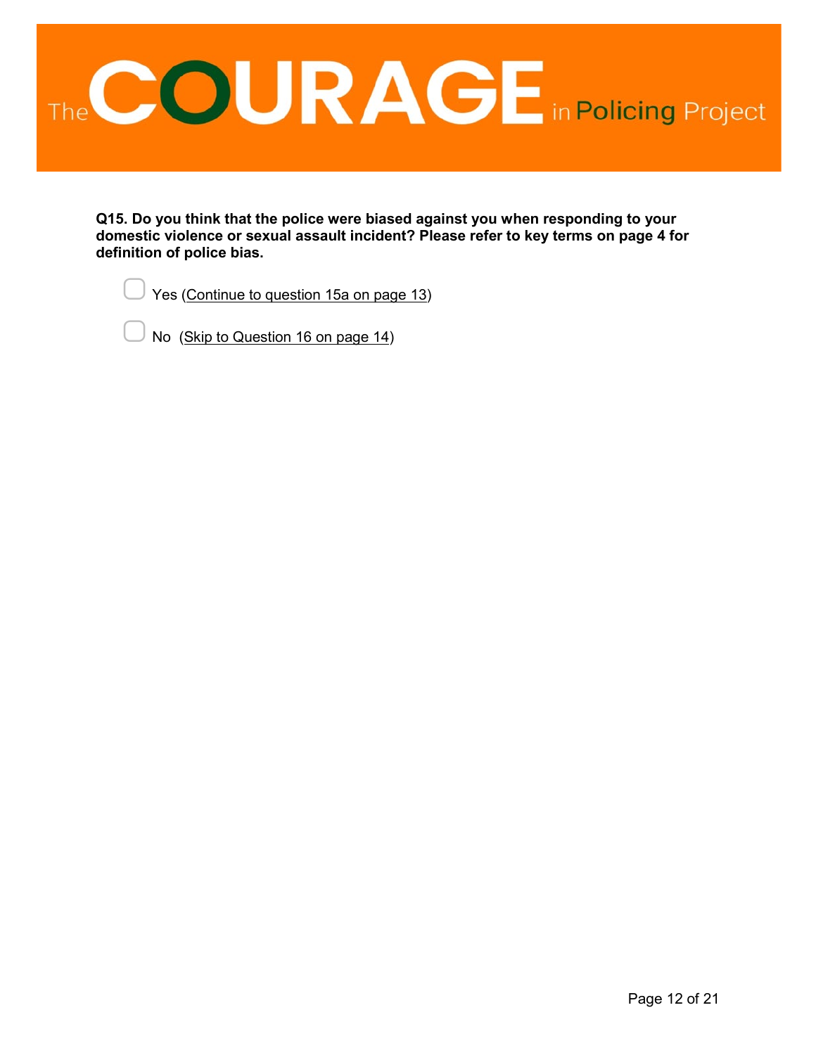**Q15. Do you think that the police were biased against you when responding to your domestic violence or sexual assault incident? Please refer to key terms on page 4 for definition of police bias.**

- ☐ Yes (Continue to question 15a on page 13)
- ☐ No (Skip to Question 16 on page 14)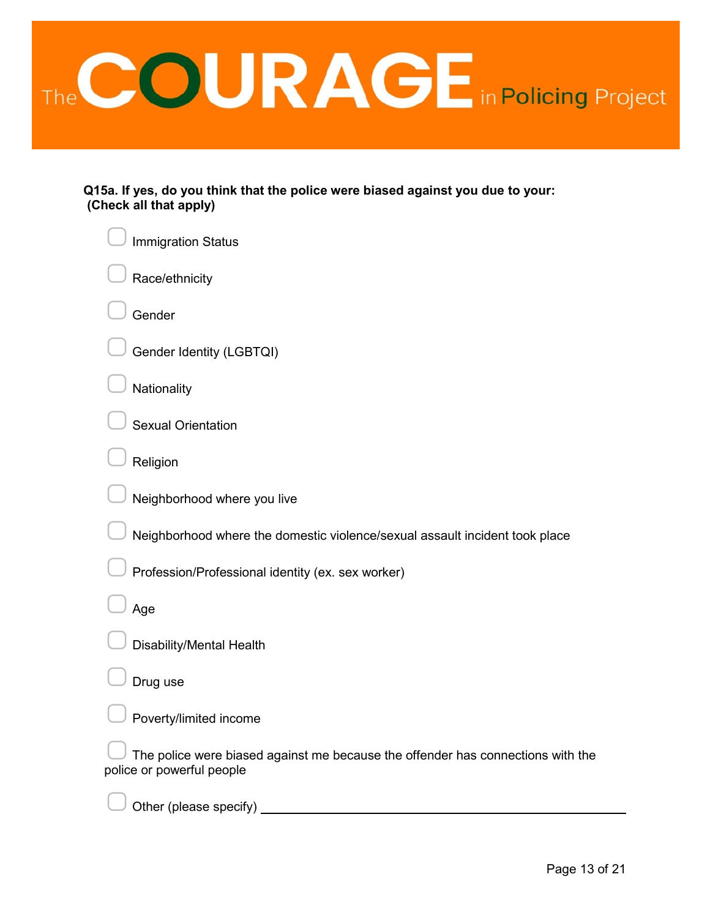The COURAGE in Policing Project

**Q15a. If yes, do you think that the police were biased against you due to your: (Check all that apply)**

- ☐ Immigration Status
- ☐ Race/ethnicity
- ☐ Gender
- ☐ Gender Identity (LGBTQI)
- ☐ Nationality
- ☐ Sexual Orientation
- ☐ Religion
- ☐ Neighborhood where you live
- ☐ Neighborhood where the domestic violence/sexual assault incident took place
- ☐ Profession/Professional identity (ex. sex worker)
- ☐ Age
- ☐ Disability/Mental Health
- ☐ Drug use
- ☐ Poverty/limited income
- ☐ The police were biased against me because the offender has connections with the police or powerful people
- ☐ Other (please specify) ____________________________________________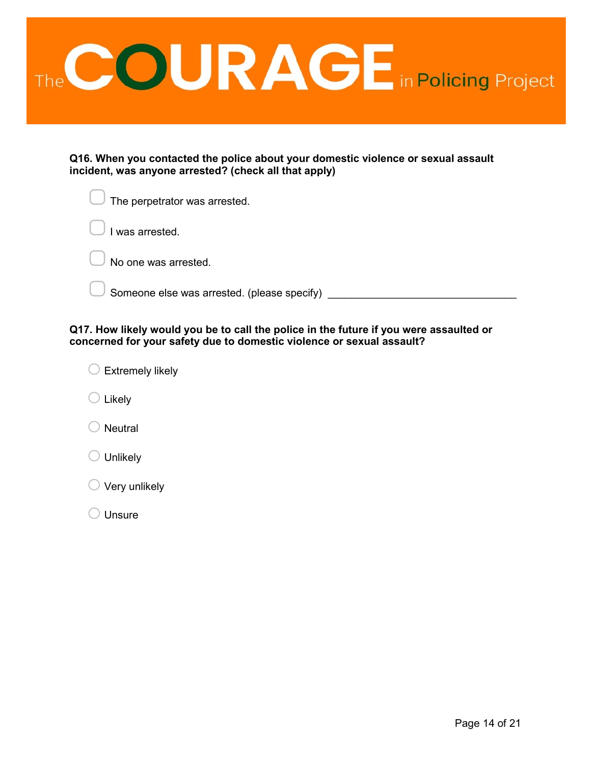**Q16. When you contacted the police about your domestic violence or sexual assault incident, was anyone arrested? (check all that apply)**

- ☐ The perpetrator was arrested.
- ☐ I was arrested.
- ☐ No one was arrested.
- ☐ Someone else was arrested. (please specify) ________________________________

**Q17. How likely would you be to call the police in the future if you were assaulted or concerned for your safety due to domestic violence or sexual assault?**

- ◯ Extremely likely
- ◯ Likely
- ◯ Neutral
- ◯ Unlikely
- ◯ Very unlikely
- ◯ Unsure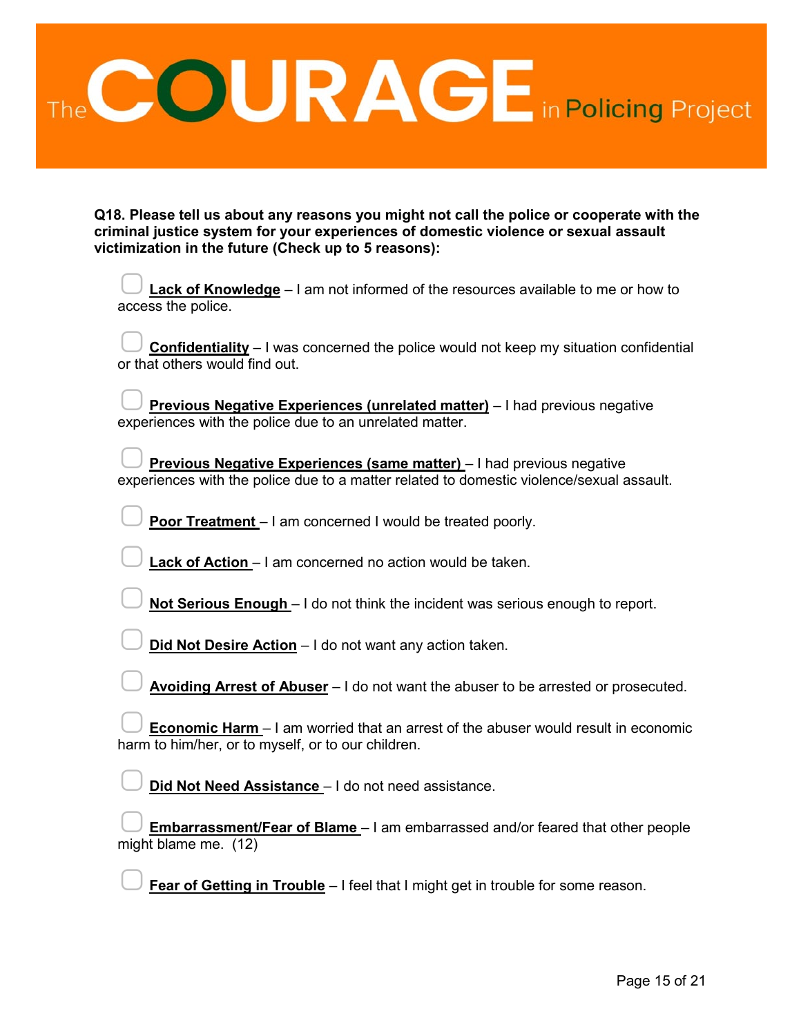**Q18. Please tell us about any reasons you might not call the police or cooperate with the criminal justice system for your experiences of domestic violence or sexual assault victimization in the future (Check up to 5 reasons):**

- ☐ **Lack of Knowledge** – I am not informed of the resources available to me or how to access the police.
- ☐ **Confidentiality** – I was concerned the police would not keep my situation confidential or that others would find out.
- ☐ **Previous Negative Experiences (unrelated matter)** – I had previous negative experiences with the police due to an unrelated matter.
- ☐ **Previous Negative Experiences (same matter)** – I had previous negative experiences with the police due to a matter related to domestic violence/sexual assault.
- ☐ **Poor Treatment** – I am concerned I would be treated poorly.
- ☐ **Lack of Action** – I am concerned no action would be taken.
- ☐ **Not Serious Enough** – I do not think the incident was serious enough to report.
- ☐ **Did Not Desire Action** – I do not want any action taken.
- ☐ **Avoiding Arrest of Abuser** – I do not want the abuser to be arrested or prosecuted.
- ☐ **Economic Harm** – I am worried that an arrest of the abuser would result in economic harm to him/her, or to myself, or to our children.
- ☐ **Did Not Need Assistance** – I do not need assistance.
- ☐ **Embarrassment/Fear of Blame** – I am embarrassed and/or feared that other people might blame me. (12)
- ☐ **Fear of Getting in Trouble** – I feel that I might get in trouble for some reason.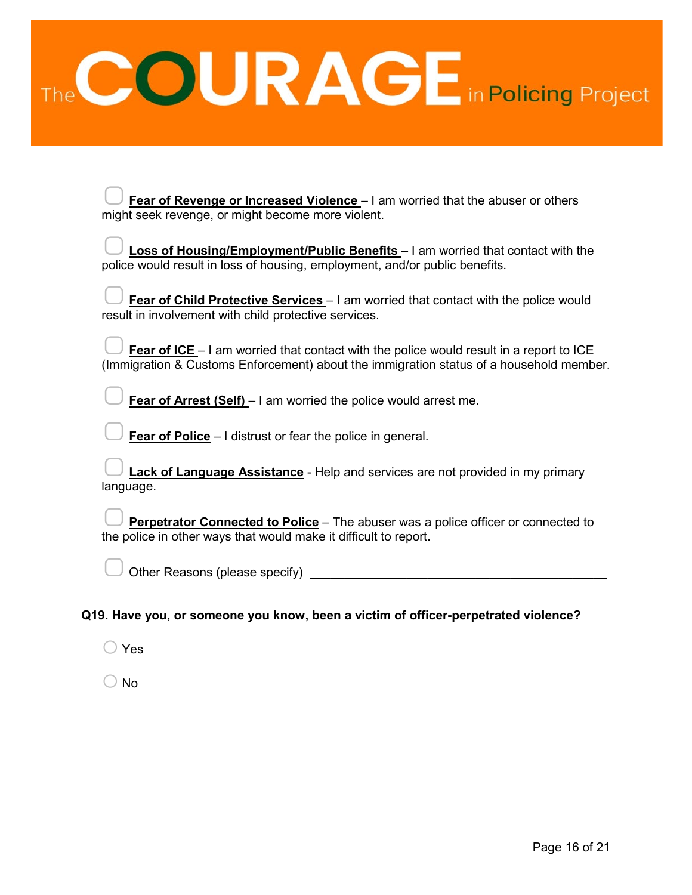- [ ] **Fear of Revenge or Increased Violence** – I am worried that the abuser or others might seek revenge, or might become more violent.

- [ ] **Loss of Housing/Employment/Public Benefits** – I am worried that contact with the police would result in loss of housing, employment, and/or public benefits.

- [ ] **Fear of Child Protective Services** – I am worried that contact with the police would result in involvement with child protective services.

- [ ] **Fear of ICE** – I am worried that contact with the police would result in a report to ICE (Immigration & Customs Enforcement) about the immigration status of a household member.

- [ ] **Fear of Arrest (Self)** – I am worried the police would arrest me.

- [ ] **Fear of Police** – I distrust or fear the police in general.

- [ ] **Lack of Language Assistance** - Help and services are not provided in my primary language.

- [ ] **Perpetrator Connected to Police** – The abuser was a police officer or connected to the police in other ways that would make it difficult to report.

- [ ] Other Reasons (please specify) ____________________________________________

**Q19. Have you, or someone you know, been a victim of officer-perpetrated violence?**

- ○ Yes
- ○ No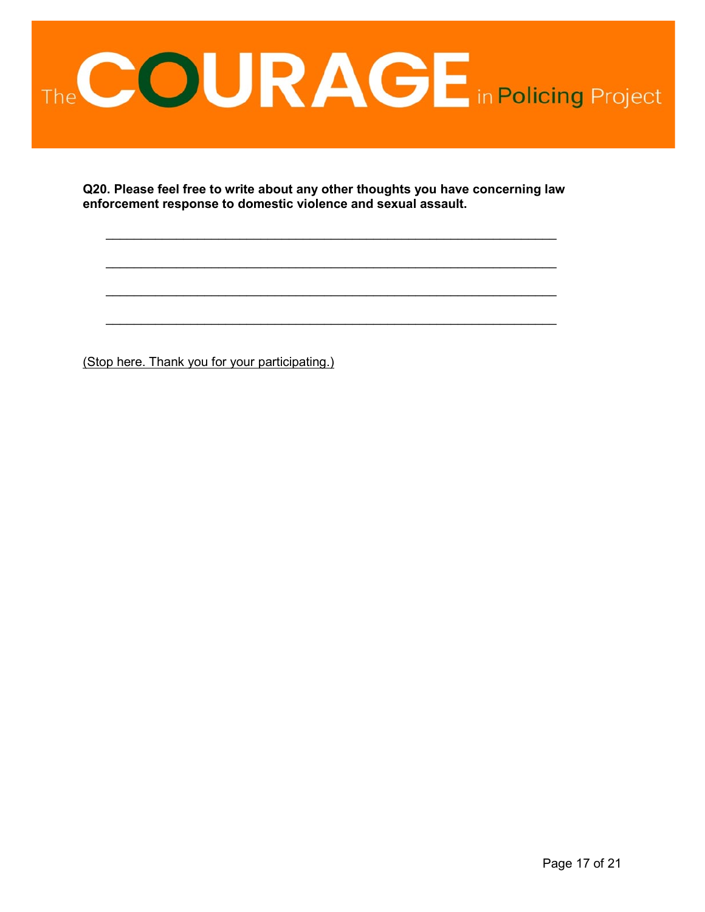**Q20. Please feel free to write about any other thoughts you have concerning law enforcement response to domestic violence and sexual assault.**

_________________________________________________________________

_________________________________________________________________

_________________________________________________________________

_________________________________________________________________

(Stop here. Thank you for your participating.)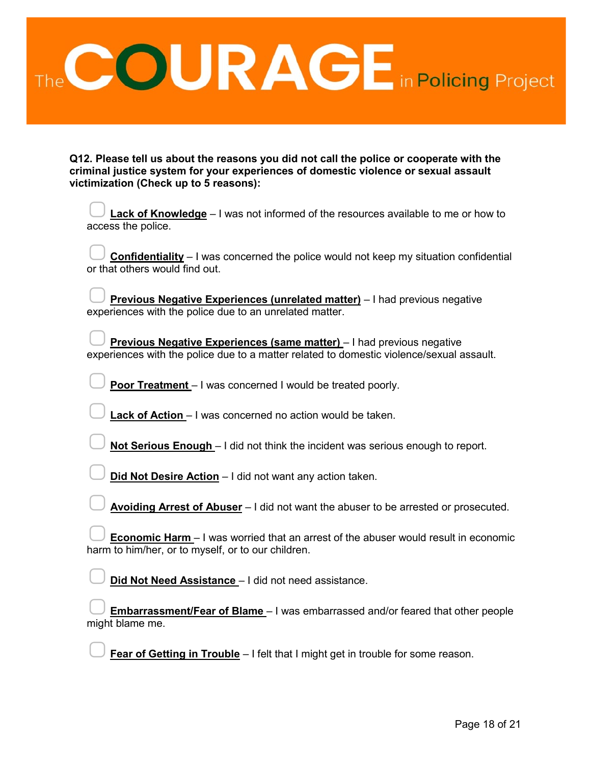The COURAGE in Policing Project

**Q12. Please tell us about the reasons you did not call the police or cooperate with the criminal justice system for your experiences of domestic violence or sexual assault victimization (Check up to 5 reasons):**

- ☐ **Lack of Knowledge** – I was not informed of the resources available to me or how to access the police.
- ☐ **Confidentiality** – I was concerned the police would not keep my situation confidential or that others would find out.
- ☐ **Previous Negative Experiences (unrelated matter)** – I had previous negative experiences with the police due to an unrelated matter.
- ☐ **Previous Negative Experiences (same matter)** – I had previous negative experiences with the police due to a matter related to domestic violence/sexual assault.
- ☐ **Poor Treatment** – I was concerned I would be treated poorly.
- ☐ **Lack of Action** – I was concerned no action would be taken.
- ☐ **Not Serious Enough** – I did not think the incident was serious enough to report.
- ☐ **Did Not Desire Action** – I did not want any action taken.
- ☐ **Avoiding Arrest of Abuser** – I did not want the abuser to be arrested or prosecuted.
- ☐ **Economic Harm** – I was worried that an arrest of the abuser would result in economic harm to him/her, or to myself, or to our children.
- ☐ **Did Not Need Assistance** – I did not need assistance.
- ☐ **Embarrassment/Fear of Blame** – I was embarrassed and/or feared that other people might blame me.
- ☐ **Fear of Getting in Trouble** – I felt that I might get in trouble for some reason.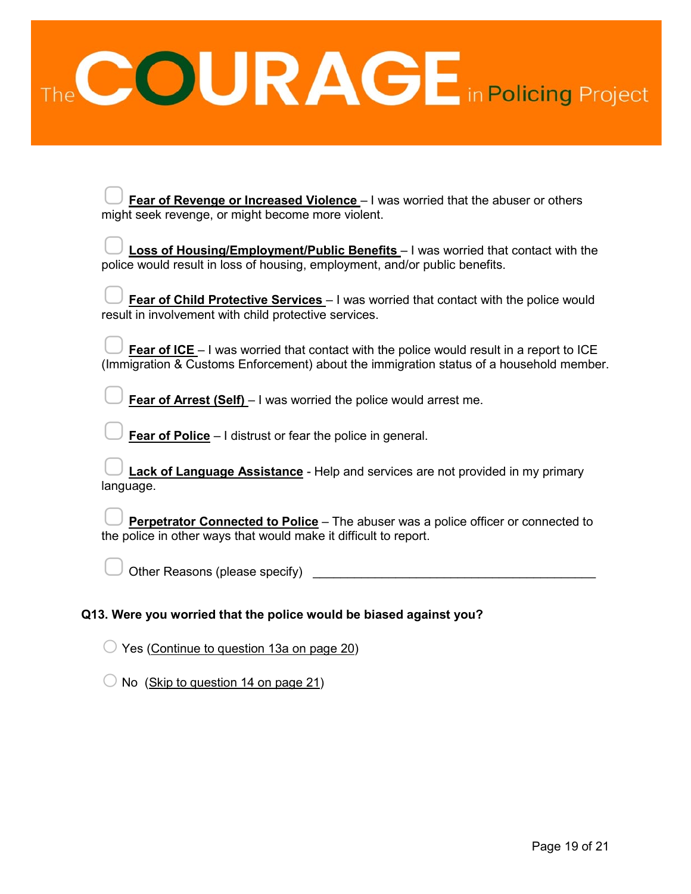- [ ] **Fear of Revenge or Increased Violence** – I was worried that the abuser or others might seek revenge, or might become more violent.

- [ ] **Loss of Housing/Employment/Public Benefits** – I was worried that contact with the police would result in loss of housing, employment, and/or public benefits.

- [ ] **Fear of Child Protective Services** – I was worried that contact with the police would result in involvement with child protective services.

- [ ] **Fear of ICE** – I was worried that contact with the police would result in a report to ICE (Immigration & Customs Enforcement) about the immigration status of a household member.

- [ ] **Fear of Arrest (Self)** – I was worried the police would arrest me.

- [ ] **Fear of Police** – I distrust or fear the police in general.

- [ ] **Lack of Language Assistance** - Help and services are not provided in my primary language.

- [ ] **Perpetrator Connected to Police** – The abuser was a police officer or connected to the police in other ways that would make it difficult to report.

- [ ] Other Reasons (please specify) ________________________________________

**Q13. Were you worried that the police would be biased against you?**

- ○ Yes (Continue to question 13a on page 20)
- ○ No (Skip to question 14 on page 21)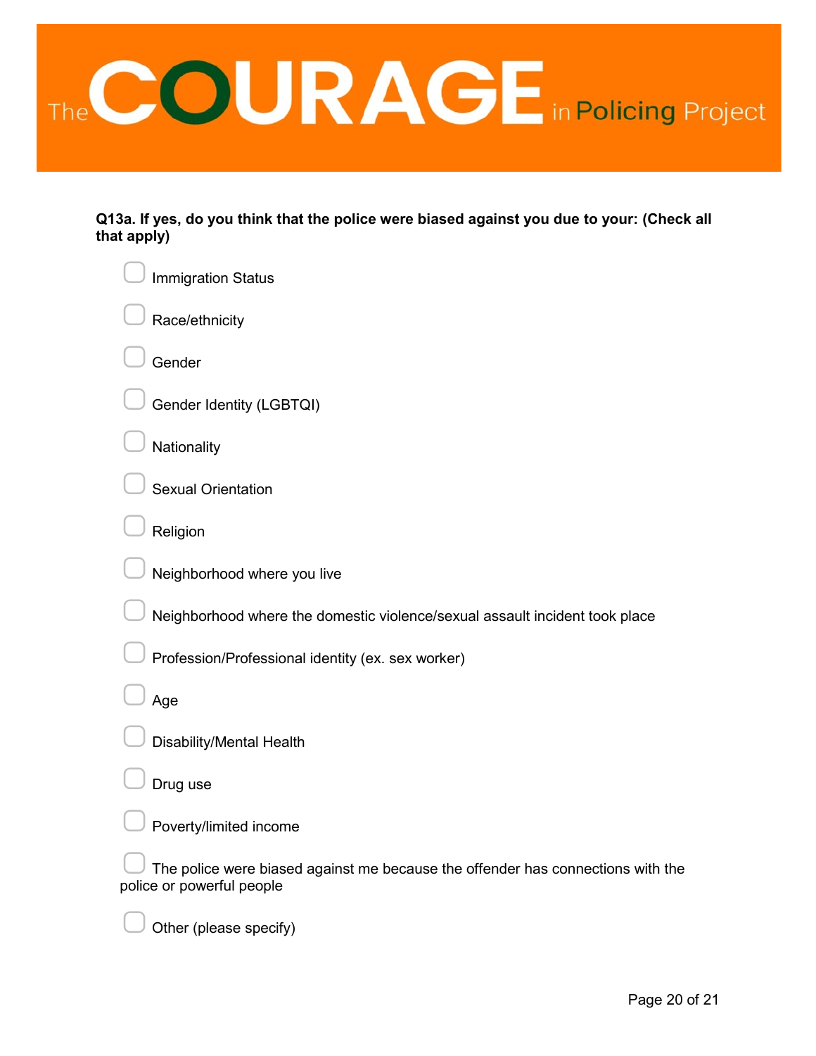**Q13a. If yes, do you think that the police were biased against you due to your: (Check all that apply)**

- ☐ Immigration Status
- ☐ Race/ethnicity
- ☐ Gender
- ☐ Gender Identity (LGBTQI)
- ☐ Nationality
- ☐ Sexual Orientation
- ☐ Religion
- ☐ Neighborhood where you live
- ☐ Neighborhood where the domestic violence/sexual assault incident took place
- ☐ Profession/Professional identity (ex. sex worker)
- ☐ Age
- ☐ Disability/Mental Health
- ☐ Drug use
- ☐ Poverty/limited income
- ☐ The police were biased against me because the offender has connections with the police or powerful people
- ☐ Other (please specify)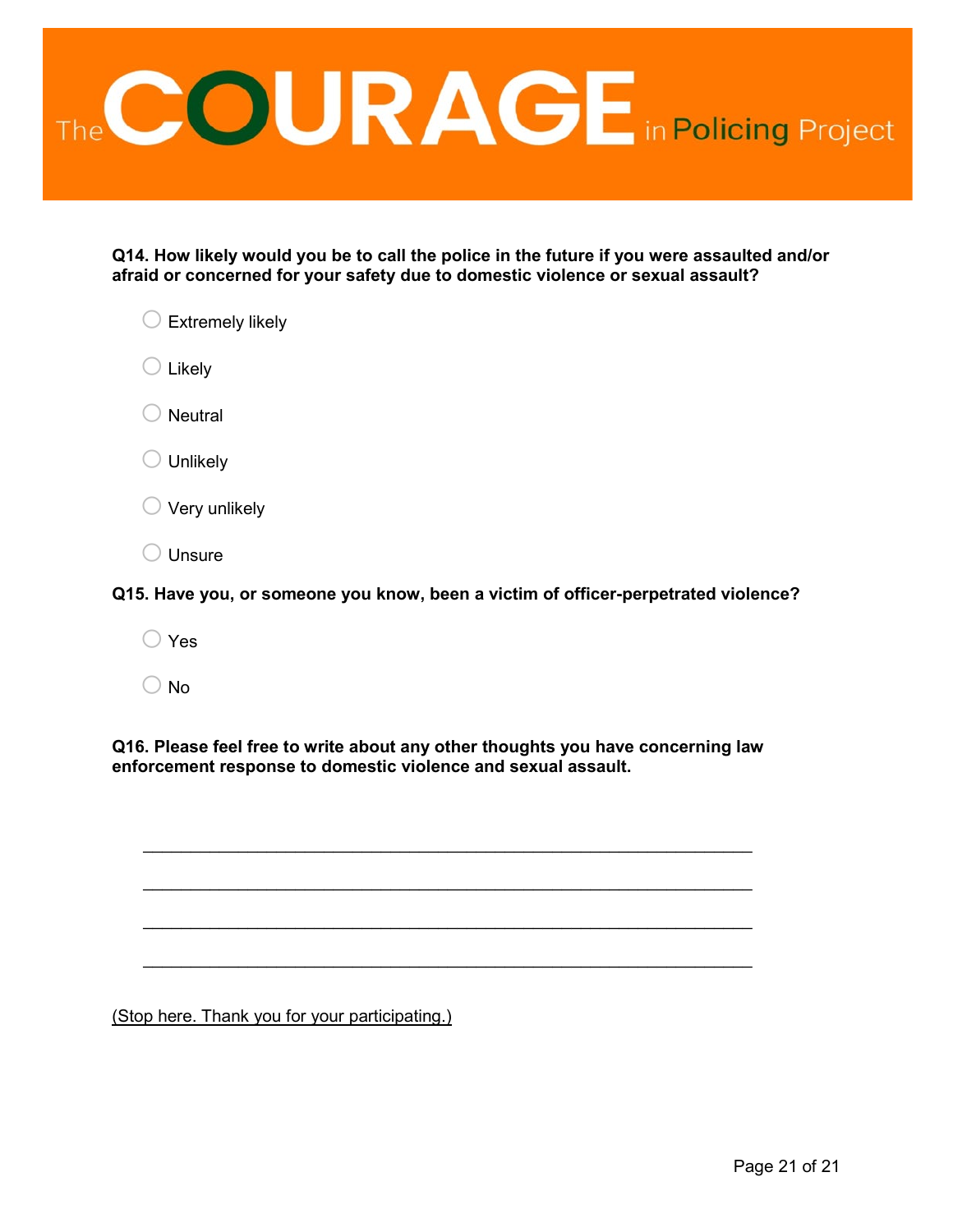The COURAGE in Policing Project

**Q14. How likely would you be to call the police in the future if you were assaulted and/or afraid or concerned for your safety due to domestic violence or sexual assault?**

- ◯ Extremely likely
- ◯ Likely
- ◯ Neutral
- ◯ Unlikely
- ◯ Very unlikely
- ◯ Unsure

**Q15. Have you, or someone you know, been a victim of officer-perpetrated violence?**

- ◯ Yes
- ◯ No

**Q16. Please feel free to write about any other thoughts you have concerning law enforcement response to domestic violence and sexual assault.**

\_\_\_\_\_\_\_\_\_\_\_\_\_\_\_\_\_\_\_\_\_\_\_\_\_\_\_\_\_\_\_\_\_\_\_\_\_\_\_\_\_\_\_\_\_\_\_\_\_\_\_\_\_\_\_\_\_\_\_\_

\_\_\_\_\_\_\_\_\_\_\_\_\_\_\_\_\_\_\_\_\_\_\_\_\_\_\_\_\_\_\_\_\_\_\_\_\_\_\_\_\_\_\_\_\_\_\_\_\_\_\_\_\_\_\_\_\_\_\_\_

\_\_\_\_\_\_\_\_\_\_\_\_\_\_\_\_\_\_\_\_\_\_\_\_\_\_\_\_\_\_\_\_\_\_\_\_\_\_\_\_\_\_\_\_\_\_\_\_\_\_\_\_\_\_\_\_\_\_\_\_

\_\_\_\_\_\_\_\_\_\_\_\_\_\_\_\_\_\_\_\_\_\_\_\_\_\_\_\_\_\_\_\_\_\_\_\_\_\_\_\_\_\_\_\_\_\_\_\_\_\_\_\_\_\_\_\_\_\_\_\_

<u>(Stop here. Thank you for your participating.)</u>